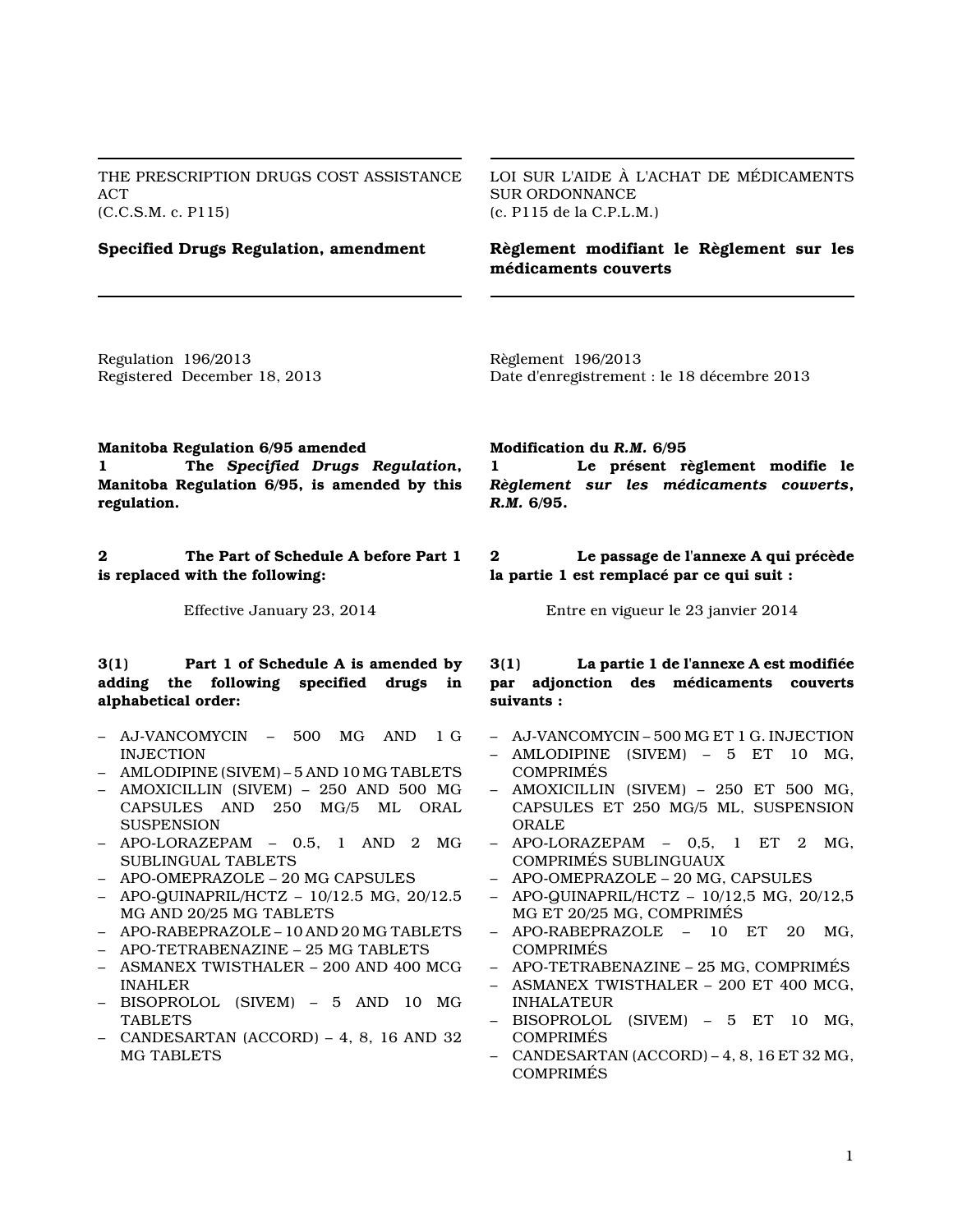THE PRESCRIPTION DRUGS COST ASSISTANCE ACT
(C.C.S.M. c. P115)

**Specified Drugs Regulation, amendment**

Regulation 196/2013
Registered December 18, 2013

**Manitoba Regulation 6/95 amended**

**1 The *Specified Drugs Regulation*, Manitoba Regulation 6/95, is amended by this regulation.**

**2 The Part of Schedule A before Part 1 is replaced with the following:**

Effective January 23, 2014

**3(1) Part 1 of Schedule A is amended by adding the following specified drugs in alphabetical order:**

- AJ-VANCOMYCIN – 500 MG AND 1 G INJECTION
- AMLODIPINE (SIVEM) – 5 AND 10 MG TABLETS
- AMOXICILLIN (SIVEM) – 250 AND 500 MG CAPSULES AND 250 MG/5 ML ORAL SUSPENSION
- APO-LORAZEPAM – 0.5, 1 AND 2 MG SUBLINGUAL TABLETS
- APO-OMEPRAZOLE – 20 MG CAPSULES
- APO-QUINAPRIL/HCTZ – 10/12.5 MG, 20/12.5 MG AND 20/25 MG TABLETS
- APO-RABEPRAZOLE – 10 AND 20 MG TABLETS
- APO-TETRABENAZINE – 25 MG TABLETS
- ASMANEX TWISTHALER – 200 AND 400 MCG INAHLER
- BISOPROLOL (SIVEM) – 5 AND 10 MG TABLETS
- CANDESARTAN (ACCORD) – 4, 8, 16 AND 32 MG TABLETS

LOI SUR L'AIDE À L'ACHAT DE MÉDICAMENTS SUR ORDONNANCE
(c. P115 de la C.P.L.M.)

**Règlement modifiant le Règlement sur les médicaments couverts**

Règlement 196/2013
Date d'enregistrement : le 18 décembre 2013

**Modification du *R.M.* 6/95**

**1 Le présent règlement modifie le *Règlement sur les médicaments couverts*, *R.M.* 6/95.**

**2 Le passage de l'annexe A qui précède la partie 1 est remplacé par ce qui suit :**

Entre en vigueur le 23 janvier 2014

**3(1) La partie 1 de l'annexe A est modifiée par adjonction des médicaments couverts suivants :**

- AJ-VANCOMYCIN – 500 MG ET 1 G. INJECTION
- AMLODIPINE (SIVEM) – 5 ET 10 MG, COMPRIMÉS
- AMOXICILLIN (SIVEM) – 250 ET 500 MG, CAPSULES ET 250 MG/5 ML, SUSPENSION ORALE
- APO-LORAZEPAM – 0,5, 1 ET 2 MG, COMPRIMÉS SUBLINGUAUX
- APO-OMEPRAZOLE – 20 MG, CAPSULES
- APO-QUINAPRIL/HCTZ – 10/12,5 MG, 20/12,5 MG ET 20/25 MG, COMPRIMÉS
- APO-RABEPRAZOLE – 10 ET 20 MG, COMPRIMÉS
- APO-TETRABENAZINE – 25 MG, COMPRIMÉS
- ASMANEX TWISTHALER – 200 ET 400 MCG, INHALATEUR
- BISOPROLOL (SIVEM) – 5 ET 10 MG, COMPRIMÉS
- CANDESARTAN (ACCORD) – 4, 8, 16 ET 32 MG, COMPRIMÉS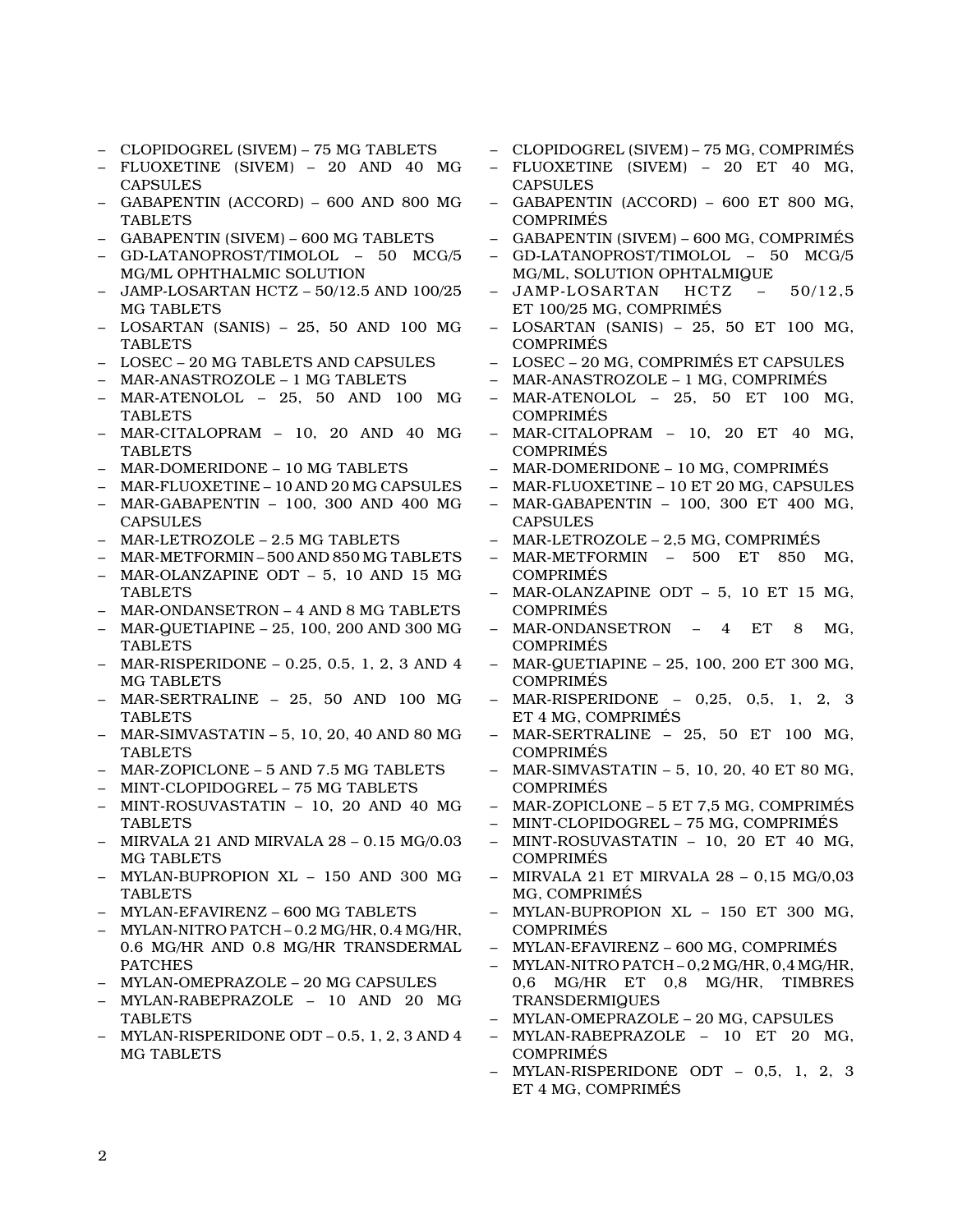- CLOPIDOGREL (SIVEM) – 75 MG TABLETS
- FLUOXETINE (SIVEM) – 20 AND 40 MG CAPSULES
- GABAPENTIN (ACCORD) – 600 AND 800 MG TABLETS
- GABAPENTIN (SIVEM) – 600 MG TABLETS
- GD-LATANOPROST/TIMOLOL – 50 MCG/5 MG/ML OPHTHALMIC SOLUTION
- JAMP-LOSARTAN HCTZ – 50/12.5 AND 100/25 MG TABLETS
- LOSARTAN (SANIS) – 25, 50 AND 100 MG TABLETS
- LOSEC – 20 MG TABLETS AND CAPSULES
- MAR-ANASTROZOLE – 1 MG TABLETS
- MAR-ATENOLOL – 25, 50 AND 100 MG TABLETS
- MAR-CITALOPRAM – 10, 20 AND 40 MG TABLETS
- MAR-DOMERIDONE – 10 MG TABLETS
- MAR-FLUOXETINE – 10 AND 20 MG CAPSULES
- MAR-GABAPENTIN – 100, 300 AND 400 MG CAPSULES
- MAR-LETROZOLE – 2.5 MG TABLETS
- MAR-METFORMIN – 500 AND 850 MG TABLETS
- MAR-OLANZAPINE ODT – 5, 10 AND 15 MG TABLETS
- MAR-ONDANSETRON – 4 AND 8 MG TABLETS
- MAR-QUETIAPINE – 25, 100, 200 AND 300 MG TABLETS
- MAR-RISPERIDONE – 0.25, 0.5, 1, 2, 3 AND 4 MG TABLETS
- MAR-SERTRALINE – 25, 50 AND 100 MG TABLETS
- MAR-SIMVASTATIN – 5, 10, 20, 40 AND 80 MG TABLETS
- MAR-ZOPICLONE – 5 AND 7.5 MG TABLETS
- MINT-CLOPIDOGREL – 75 MG TABLETS
- MINT-ROSUVASTATIN – 10, 20 AND 40 MG TABLETS
- MIRVALA 21 AND MIRVALA 28 – 0.15 MG/0.03 MG TABLETS
- MYLAN-BUPROPION XL – 150 AND 300 MG TABLETS
- MYLAN-EFAVIRENZ – 600 MG TABLETS
- MYLAN-NITRO PATCH – 0.2 MG/HR, 0.4 MG/HR, 0.6 MG/HR AND 0.8 MG/HR TRANSDERMAL PATCHES
- MYLAN-OMEPRAZOLE – 20 MG CAPSULES
- MYLAN-RABEPRAZOLE – 10 AND 20 MG TABLETS
- MYLAN-RISPERIDONE ODT – 0.5, 1, 2, 3 AND 4 MG TABLETS

- CLOPIDOGREL (SIVEM) – 75 MG, COMPRIMÉS
- FLUOXETINE (SIVEM) – 20 ET 40 MG, CAPSULES
- GABAPENTIN (ACCORD) – 600 ET 800 MG, COMPRIMÉS
- GABAPENTIN (SIVEM) – 600 MG, COMPRIMÉS
- GD-LATANOPROST/TIMOLOL – 50 MCG/5 MG/ML, SOLUTION OPHTALMIQUE
- JAMP-LOSARTAN HCTZ – 50/12,5 ET 100/25 MG, COMPRIMÉS
- LOSARTAN (SANIS) – 25, 50 ET 100 MG, COMPRIMÉS
- LOSEC – 20 MG, COMPRIMÉS ET CAPSULES
- MAR-ANASTROZOLE – 1 MG, COMPRIMÉS
- MAR-ATENOLOL – 25, 50 ET 100 MG, COMPRIMÉS
- MAR-CITALOPRAM – 10, 20 ET 40 MG, COMPRIMÉS
- MAR-DOMERIDONE – 10 MG, COMPRIMÉS
- MAR-FLUOXETINE – 10 ET 20 MG, CAPSULES
- MAR-GABAPENTIN – 100, 300 ET 400 MG, CAPSULES
- MAR-LETROZOLE – 2,5 MG, COMPRIMÉS
- MAR-METFORMIN – 500 ET 850 MG, COMPRIMÉS
- MAR-OLANZAPINE ODT – 5, 10 ET 15 MG, COMPRIMÉS
- MAR-ONDANSETRON – 4 ET 8 MG, COMPRIMÉS
- MAR-QUETIAPINE – 25, 100, 200 ET 300 MG, COMPRIMÉS
- MAR-RISPERIDONE – 0,25, 0,5, 1, 2, 3 ET 4 MG, COMPRIMÉS
- MAR-SERTRALINE – 25, 50 ET 100 MG, COMPRIMÉS
- MAR-SIMVASTATIN – 5, 10, 20, 40 ET 80 MG, COMPRIMÉS
- MAR-ZOPICLONE – 5 ET 7,5 MG, COMPRIMÉS
- MINT-CLOPIDOGREL – 75 MG, COMPRIMÉS
- MINT-ROSUVASTATIN – 10, 20 ET 40 MG, COMPRIMÉS
- MIRVALA 21 ET MIRVALA 28 – 0,15 MG/0,03 MG, COMPRIMÉS
- MYLAN-BUPROPION XL – 150 ET 300 MG, COMPRIMÉS
- MYLAN-EFAVIRENZ – 600 MG, COMPRIMÉS
- MYLAN-NITRO PATCH – 0,2 MG/HR, 0,4 MG/HR, 0,6 MG/HR ET 0,8 MG/HR, TIMBRES TRANSDERMIQUES
- MYLAN-OMEPRAZOLE – 20 MG, CAPSULES
- MYLAN-RABEPRAZOLE – 10 ET 20 MG, COMPRIMÉS
- MYLAN-RISPERIDONE ODT – 0,5, 1, 2, 3 ET 4 MG, COMPRIMÉS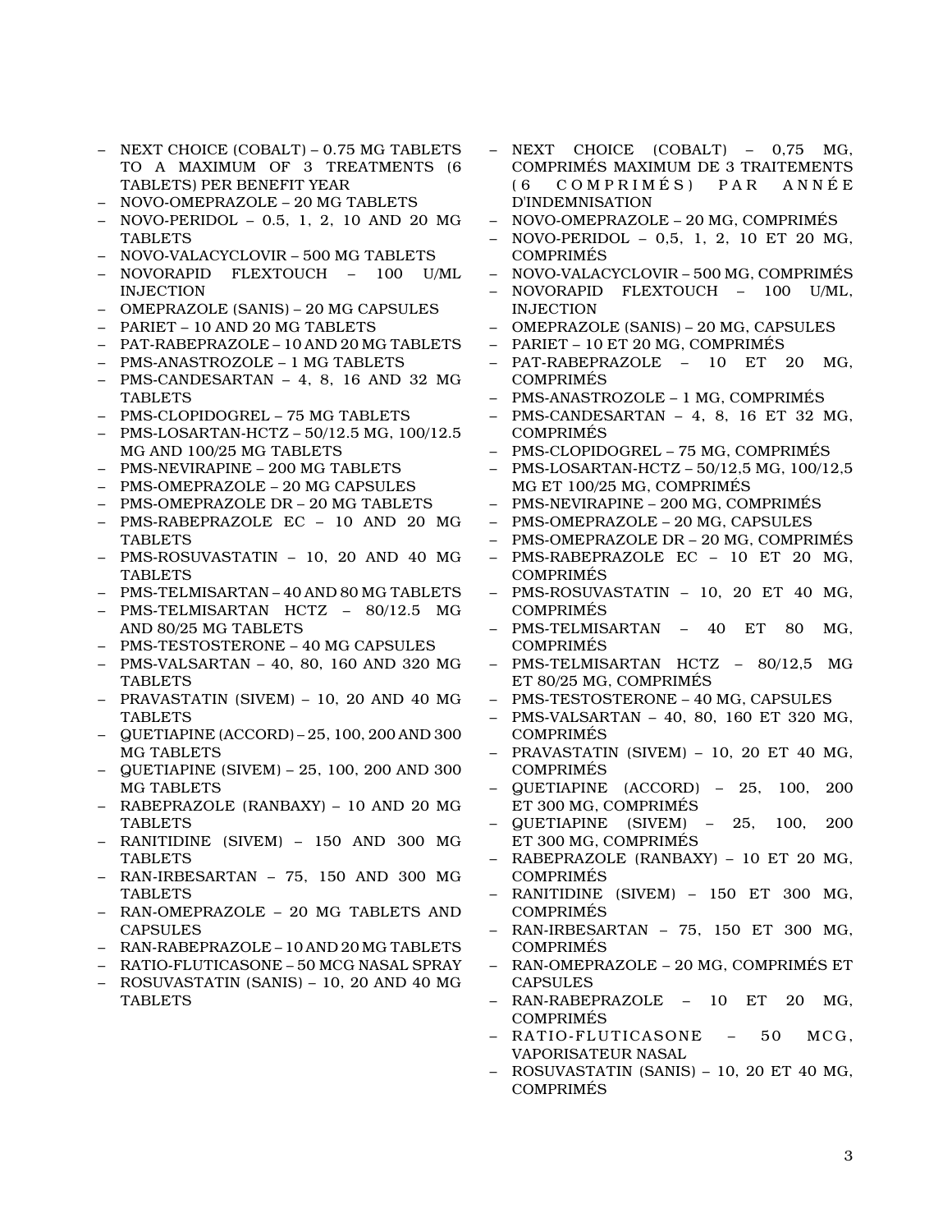- NEXT CHOICE (COBALT) – 0.75 MG TABLETS TO A MAXIMUM OF 3 TREATMENTS (6 TABLETS) PER BENEFIT YEAR
- NOVO-OMEPRAZOLE – 20 MG TABLETS
- NOVO-PERIDOL – 0.5, 1, 2, 10 AND 20 MG TABLETS
- NOVO-VALACYCLOVIR – 500 MG TABLETS
- NOVORAPID FLEXTOUCH – 100 U/ML INJECTION
- OMEPRAZOLE (SANIS) – 20 MG CAPSULES
- PARIET – 10 AND 20 MG TABLETS
- PAT-RABEPRAZOLE – 10 AND 20 MG TABLETS
- PMS-ANASTROZOLE – 1 MG TABLETS
- PMS-CANDESARTAN – 4, 8, 16 AND 32 MG TABLETS
- PMS-CLOPIDOGREL – 75 MG TABLETS
- PMS-LOSARTAN-HCTZ – 50/12.5 MG, 100/12.5 MG AND 100/25 MG TABLETS
- PMS-NEVIRAPINE – 200 MG TABLETS
- PMS-OMEPRAZOLE – 20 MG CAPSULES
- PMS-OMEPRAZOLE DR – 20 MG TABLETS
- PMS-RABEPRAZOLE EC – 10 AND 20 MG TABLETS
- PMS-ROSUVASTATIN – 10, 20 AND 40 MG TABLETS
- PMS-TELMISARTAN – 40 AND 80 MG TABLETS
- PMS-TELMISARTAN HCTZ – 80/12.5 MG AND 80/25 MG TABLETS
- PMS-TESTOSTERONE – 40 MG CAPSULES
- PMS-VALSARTAN – 40, 80, 160 AND 320 MG TABLETS
- PRAVASTATIN (SIVEM) – 10, 20 AND 40 MG TABLETS
- QUETIAPINE (ACCORD) – 25, 100, 200 AND 300 MG TABLETS
- QUETIAPINE (SIVEM) – 25, 100, 200 AND 300 MG TABLETS
- RABEPRAZOLE (RANBAXY) – 10 AND 20 MG TABLETS
- RANITIDINE (SIVEM) – 150 AND 300 MG TABLETS
- RAN-IRBESARTAN – 75, 150 AND 300 MG TABLETS
- RAN-OMEPRAZOLE – 20 MG TABLETS AND CAPSULES
- RAN-RABEPRAZOLE – 10 AND 20 MG TABLETS
- RATIO-FLUTICASONE – 50 MCG NASAL SPRAY
- ROSUVASTATIN (SANIS) – 10, 20 AND 40 MG TABLETS

- NEXT CHOICE (COBALT) – 0,75 MG, COMPRIMÉS MAXIMUM DE 3 TRAITEMENTS (6 COMPRIMÉS) PAR ANNÉE D'INDEMNISATION
- NOVO-OMEPRAZOLE – 20 MG, COMPRIMÉS
- NOVO-PERIDOL – 0,5, 1, 2, 10 ET 20 MG, COMPRIMÉS
- NOVO-VALACYCLOVIR – 500 MG, COMPRIMÉS
- NOVORAPID FLEXTOUCH – 100 U/ML, INJECTION
- OMEPRAZOLE (SANIS) – 20 MG, CAPSULES
- PARIET – 10 ET 20 MG, COMPRIMÉS
- PAT-RABEPRAZOLE – 10 ET 20 MG, COMPRIMÉS
- PMS-ANASTROZOLE – 1 MG, COMPRIMÉS
- PMS-CANDESARTAN – 4, 8, 16 ET 32 MG, COMPRIMÉS
- PMS-CLOPIDOGREL – 75 MG, COMPRIMÉS
- PMS-LOSARTAN-HCTZ – 50/12,5 MG, 100/12,5 MG ET 100/25 MG, COMPRIMÉS
- PMS-NEVIRAPINE – 200 MG, COMPRIMÉS
- PMS-OMEPRAZOLE – 20 MG, CAPSULES
- PMS-OMEPRAZOLE DR – 20 MG, COMPRIMÉS
- PMS-RABEPRAZOLE EC – 10 ET 20 MG, COMPRIMÉS
- PMS-ROSUVASTATIN – 10, 20 ET 40 MG, COMPRIMÉS
- PMS-TELMISARTAN – 40 ET 80 MG, COMPRIMÉS
- PMS-TELMISARTAN HCTZ – 80/12,5 MG ET 80/25 MG, COMPRIMÉS
- PMS-TESTOSTERONE – 40 MG, CAPSULES
- PMS-VALSARTAN – 40, 80, 160 ET 320 MG, COMPRIMÉS
- PRAVASTATIN (SIVEM) – 10, 20 ET 40 MG, COMPRIMÉS
- QUETIAPINE (ACCORD) – 25, 100, 200 ET 300 MG, COMPRIMÉS
- QUETIAPINE (SIVEM) – 25, 100, 200 ET 300 MG, COMPRIMÉS
- RABEPRAZOLE (RANBAXY) – 10 ET 20 MG, COMPRIMÉS
- RANITIDINE (SIVEM) – 150 ET 300 MG, COMPRIMÉS
- RAN-IRBESARTAN – 75, 150 ET 300 MG, COMPRIMÉS
- RAN-OMEPRAZOLE – 20 MG, COMPRIMÉS ET CAPSULES
- RAN-RABEPRAZOLE – 10 ET 20 MG, COMPRIMÉS
- RATIO-FLUTICASONE – 50 MCG, VAPORISATEUR NASAL
- ROSUVASTATIN (SANIS) – 10, 20 ET 40 MG, COMPRIMÉS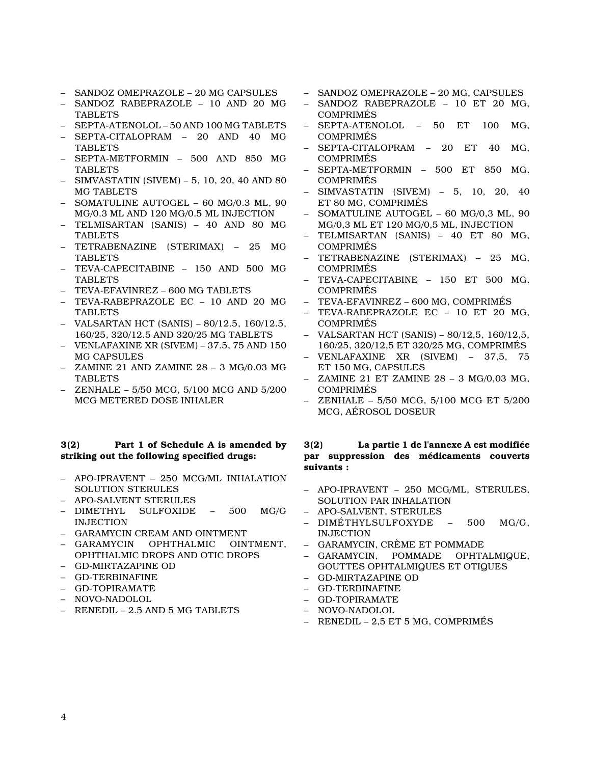- SANDOZ OMEPRAZOLE – 20 MG CAPSULES
- SANDOZ RABEPRAZOLE – 10 AND 20 MG TABLETS
- SEPTA-ATENOLOL – 50 AND 100 MG TABLETS
- SEPTA-CITALOPRAM – 20 AND 40 MG TABLETS
- SEPTA-METFORMIN – 500 AND 850 MG TABLETS
- SIMVASTATIN (SIVEM) – 5, 10, 20, 40 AND 80 MG TABLETS
- SOMATULINE AUTOGEL – 60 MG/0.3 ML, 90 MG/0.3 ML AND 120 MG/0.5 ML INJECTION
- TELMISARTAN (SANIS) – 40 AND 80 MG TABLETS
- TETRABENAZINE (STERIMAX) – 25 MG TABLETS
- TEVA-CAPECITABINE – 150 AND 500 MG TABLETS
- TEVA-EFAVINREZ – 600 MG TABLETS
- TEVA-RABEPRAZOLE EC – 10 AND 20 MG TABLETS
- VALSARTAN HCT (SANIS) – 80/12.5, 160/12.5, 160/25, 320/12.5 AND 320/25 MG TABLETS
- VENLAFAXINE XR (SIVEM) – 37.5, 75 AND 150 MG CAPSULES
- ZAMINE 21 AND ZAMINE 28 – 3 MG/0.03 MG TABLETS
- ZENHALE – 5/50 MCG, 5/100 MCG AND 5/200 MCG METERED DOSE INHALER

**3(2) Part 1 of Schedule A is amended by striking out the following specified drugs:**

- APO-IPRAVENT – 250 MCG/ML INHALATION SOLUTION STERULES
- APO-SALVENT STERULES
- DIMETHYL SULFOXIDE – 500 MG/G INJECTION
- GARAMYCIN CREAM AND OINTMENT
- GARAMYCIN OPHTHALMIC OINTMENT, OPHTHALMIC DROPS AND OTIC DROPS
- GD-MIRTAZAPINE OD
- GD-TERBINAFINE
- GD-TOPIRAMATE
- NOVO-NADOLOL
- RENEDIL – 2.5 AND 5 MG TABLETS

- SANDOZ OMEPRAZOLE – 20 MG, CAPSULES
- SANDOZ RABEPRAZOLE – 10 ET 20 MG, COMPRIMÉS
- SEPTA-ATENOLOL – 50 ET 100 MG, COMPRIMÉS
- SEPTA-CITALOPRAM – 20 ET 40 MG, COMPRIMÉS
- SEPTA-METFORMIN – 500 ET 850 MG, COMPRIMÉS
- SIMVASTATIN (SIVEM) – 5, 10, 20, 40 ET 80 MG, COMPRIMÉS
- SOMATULINE AUTOGEL – 60 MG/0,3 ML, 90 MG/0,3 ML ET 120 MG/0,5 ML, INJECTION
- TELMISARTAN (SANIS) – 40 ET 80 MG, COMPRIMÉS
- TETRABENAZINE (STERIMAX) – 25 MG, COMPRIMÉS
- TEVA-CAPECITABINE – 150 ET 500 MG, COMPRIMÉS
- TEVA-EFAVINREZ – 600 MG, COMPRIMÉS
- TEVA-RABEPRAZOLE EC – 10 ET 20 MG, COMPRIMÉS
- VALSARTAN HCT (SANIS) – 80/12,5, 160/12,5, 160/25, 320/12,5 ET 320/25 MG, COMPRIMÉS
- VENLAFAXINE XR (SIVEM) – 37,5, 75 ET 150 MG, CAPSULES
- ZAMINE 21 ET ZAMINE 28 – 3 MG/0,03 MG, COMPRIMÉS
- ZENHALE – 5/50 MCG, 5/100 MCG ET 5/200 MCG, AÉROSOL DOSEUR

**3(2) La partie 1 de l'annexe A est modifiée par suppression des médicaments couverts suivants :**

- APO-IPRAVENT – 250 MCG/ML, STERULES, SOLUTION PAR INHALATION
- APO-SALVENT, STERULES
- DIMÉTHYLSULFOXYDE – 500 MG/G, INJECTION
- GARAMYCIN, CRÈME ET POMMADE
- GARAMYCIN, POMMADE OPHTALMIQUE, GOUTTES OPHTALMIQUES ET OTIQUES
- GD-MIRTAZAPINE OD
- GD-TERBINAFINE
- GD-TOPIRAMATE
- NOVO-NADOLOL
- RENEDIL – 2,5 ET 5 MG, COMPRIMÉS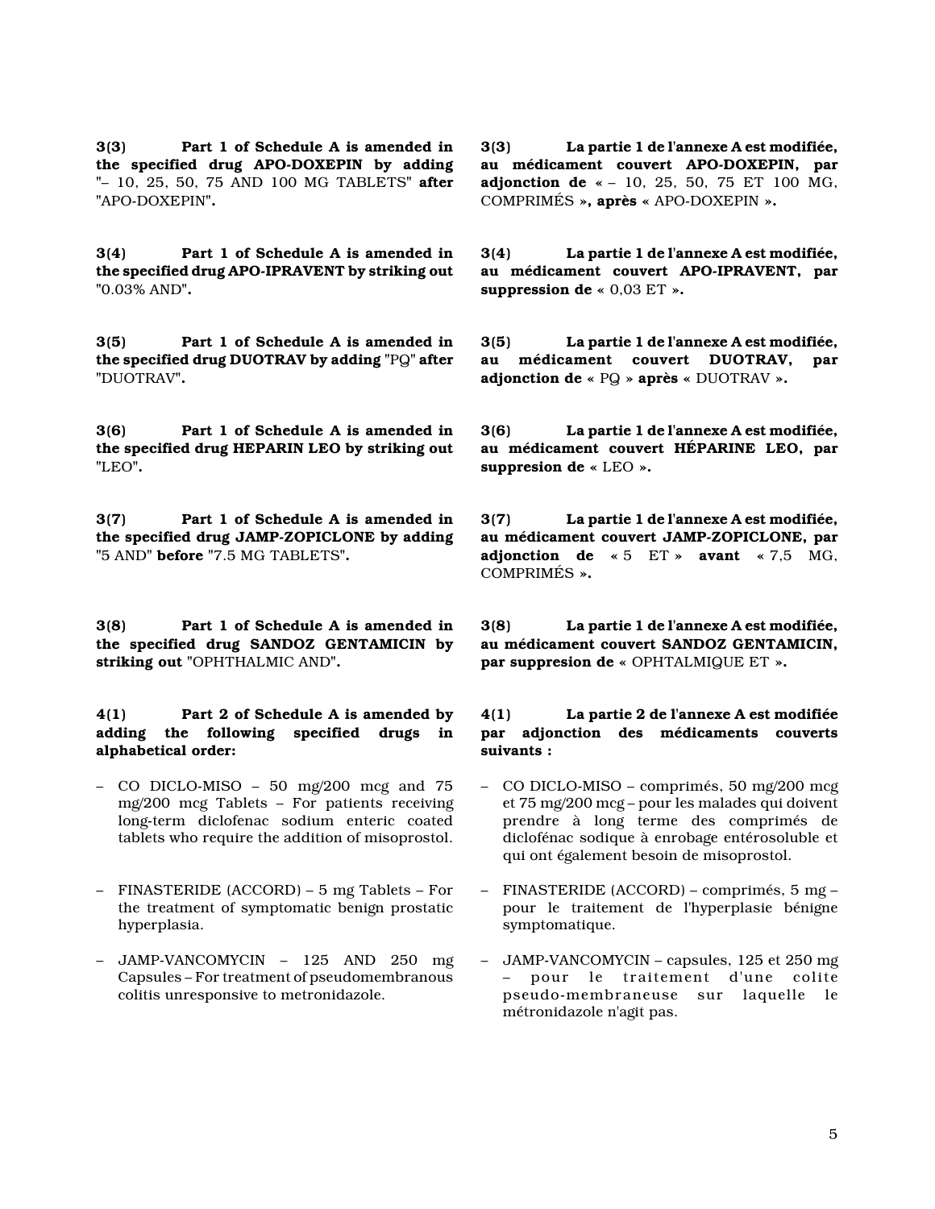**3(3) Part 1 of Schedule A is amended in the specified drug APO-DOXEPIN by adding** "– 10, 25, 50, 75 AND 100 MG TABLETS" **after** "APO-DOXEPIN"**.**

**3(4) Part 1 of Schedule A is amended in the specified drug APO-IPRAVENT by striking out** "0.03% AND"**.**

**3(5) Part 1 of Schedule A is amended in the specified drug DUOTRAV by adding** "PQ" **after** "DUOTRAV"**.**

**3(6) Part 1 of Schedule A is amended in the specified drug HEPARIN LEO by striking out** "LEO"**.**

**3(7) Part 1 of Schedule A is amended in the specified drug JAMP-ZOPICLONE by adding** "5 AND" **before** "7.5 MG TABLETS"**.**

**3(8) Part 1 of Schedule A is amended in the specified drug SANDOZ GENTAMICIN by striking out** "OPHTHALMIC AND"**.**

**4(1) Part 2 of Schedule A is amended by adding the following specified drugs in alphabetical order:**

- CO DICLO-MISO – 50 mg/200 mcg and 75 mg/200 mcg Tablets – For patients receiving long-term diclofenac sodium enteric coated tablets who require the addition of misoprostol.
- FINASTERIDE (ACCORD) – 5 mg Tablets – For the treatment of symptomatic benign prostatic hyperplasia.
- JAMP-VANCOMYCIN – 125 AND 250 mg Capsules – For treatment of pseudomembranous colitis unresponsive to metronidazole.

**3(3) La partie 1 de l'annexe A est modifiée, au médicament couvert APO-DOXEPIN, par adjonction de** « – 10, 25, 50, 75 ET 100 MG, COMPRIMÉS »**, après** « APO-DOXEPIN »**.**

**3(4) La partie 1 de l'annexe A est modifiée, au médicament couvert APO-IPRAVENT, par suppression de** « 0,03 ET »**.**

**3(5) La partie 1 de l'annexe A est modifiée, au médicament couvert DUOTRAV, par adjonction de** « PQ » **après** « DUOTRAV »**.**

**3(6) La partie 1 de l'annexe A est modifiée, au médicament couvert HÉPARINE LEO, par suppresion de** « LEO »**.**

**3(7) La partie 1 de l'annexe A est modifiée, au médicament couvert JAMP-ZOPICLONE, par adjonction de** « 5 ET » **avant** « 7,5 MG, COMPRIMÉS »**.**

**3(8) La partie 1 de l'annexe A est modifiée, au médicament couvert SANDOZ GENTAMICIN, par suppresion de** « OPHTALMIQUE ET »**.**

**4(1) La partie 2 de l'annexe A est modifiée par adjonction des médicaments couverts suivants :**

- CO DICLO-MISO – comprimés, 50 mg/200 mcg et 75 mg/200 mcg – pour les malades qui doivent prendre à long terme des comprimés de diclofénac sodique à enrobage entérosoluble et qui ont également besoin de misoprostol.
- FINASTERIDE (ACCORD) – comprimés, 5 mg – pour le traitement de l'hyperplasie bénigne symptomatique.
- JAMP-VANCOMYCIN – capsules, 125 et 250 mg – pour le traitement d'une colite pseudo-membraneuse sur laquelle le métronidazole n'agit pas.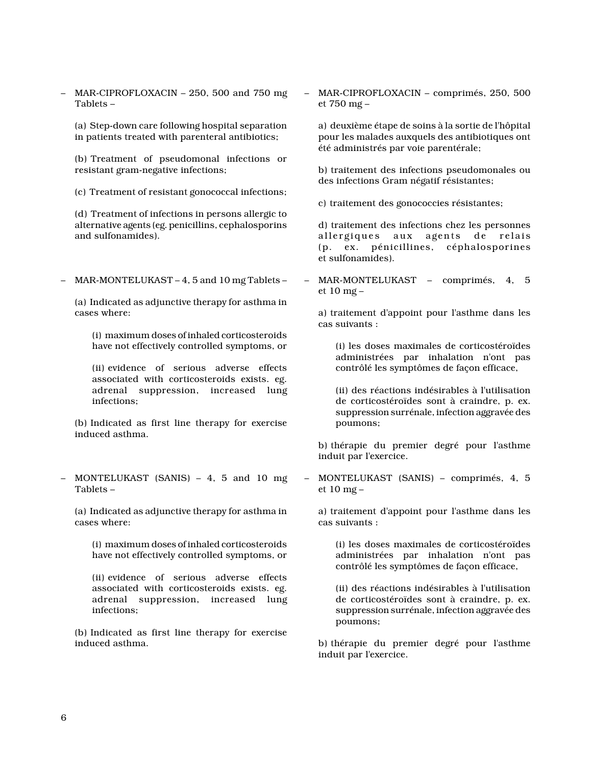– MAR-CIPROFLOXACIN – 250, 500 and 750 mg Tablets –

(a) Step-down care following hospital separation in patients treated with parenteral antibiotics;

(b) Treatment of pseudomonal infections or resistant gram-negative infections;

(c) Treatment of resistant gonococcal infections;

(d) Treatment of infections in persons allergic to alternative agents (eg. penicillins, cephalosporins and sulfonamides).

– MAR-MONTELUKAST – 4, 5 and 10 mg Tablets –

(a) Indicated as adjunctive therapy for asthma in cases where:

(i) maximum doses of inhaled corticosteroids have not effectively controlled symptoms, or

(ii) evidence of serious adverse effects associated with corticosteroids exists. eg. adrenal suppression, increased lung infections;

(b) Indicated as first line therapy for exercise induced asthma.

– MONTELUKAST (SANIS) – 4, 5 and 10 mg Tablets –

(a) Indicated as adjunctive therapy for asthma in cases where:

(i) maximum doses of inhaled corticosteroids have not effectively controlled symptoms, or

(ii) evidence of serious adverse effects associated with corticosteroids exists. eg. adrenal suppression, increased lung infections;

(b) Indicated as first line therapy for exercise induced asthma.

– MAR-CIPROFLOXACIN – comprimés, 250, 500 et 750 mg –

a) deuxième étape de soins à la sortie de l'hôpital pour les malades auxquels des antibiotiques ont été administrés par voie parentérale;

b) traitement des infections pseudomonales ou des infections Gram négatif résistantes;

c) traitement des gonococcies résistantes;

d) traitement des infections chez les personnes allergiques aux agents de relais (p. ex. pénicillines, céphalosporines et sulfonamides).

– MAR-MONTELUKAST – comprimés, 4, 5 et 10 mg –

a) traitement d'appoint pour l'asthme dans les cas suivants :

(i) les doses maximales de corticostéroïdes administrées par inhalation n'ont pas contrôlé les symptômes de façon efficace,

(ii) des réactions indésirables à l'utilisation de corticostéroïdes sont à craindre, p. ex. suppression surrénale, infection aggravée des poumons;

b) thérapie du premier degré pour l'asthme induit par l'exercice.

– MONTELUKAST (SANIS) – comprimés, 4, 5 et 10 mg –

a) traitement d'appoint pour l'asthme dans les cas suivants :

(i) les doses maximales de corticostéroïdes administrées par inhalation n'ont pas contrôlé les symptômes de façon efficace,

(ii) des réactions indésirables à l'utilisation de corticostéroïdes sont à craindre, p. ex. suppression surrénale, infection aggravée des poumons;

b) thérapie du premier degré pour l'asthme induit par l'exercice.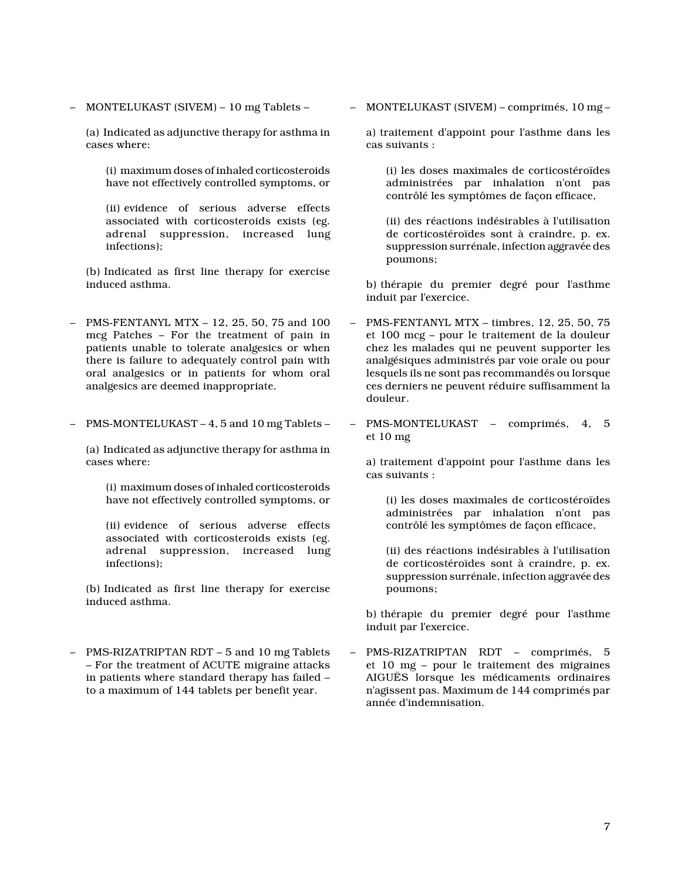– MONTELUKAST (SIVEM) – 10 mg Tablets –

(a) Indicated as adjunctive therapy for asthma in cases where:

(i) maximum doses of inhaled corticosteroids have not effectively controlled symptoms, or

(ii) evidence of serious adverse effects associated with corticosteroids exists (eg. adrenal suppression, increased lung infections);

(b) Indicated as first line therapy for exercise induced asthma.

– PMS-FENTANYL MTX – 12, 25, 50, 75 and 100 mcg Patches – For the treatment of pain in patients unable to tolerate analgesics or when there is failure to adequately control pain with oral analgesics or in patients for whom oral analgesics are deemed inappropriate.

– PMS-MONTELUKAST – 4, 5 and 10 mg Tablets –

(a) Indicated as adjunctive therapy for asthma in cases where:

(i) maximum doses of inhaled corticosteroids have not effectively controlled symptoms, or

(ii) evidence of serious adverse effects associated with corticosteroids exists (eg. adrenal suppression, increased lung infections);

(b) Indicated as first line therapy for exercise induced asthma.

– PMS-RIZATRIPTAN RDT – 5 and 10 mg Tablets – For the treatment of ACUTE migraine attacks in patients where standard therapy has failed – to a maximum of 144 tablets per benefit year.

– MONTELUKAST (SIVEM) – comprimés, 10 mg –

a) traitement d'appoint pour l'asthme dans les cas suivants :

(i) les doses maximales de corticostéroïdes administrées par inhalation n'ont pas contrôlé les symptômes de façon efficace,

(ii) des réactions indésirables à l'utilisation de corticostéroïdes sont à craindre, p. ex. suppression surrénale, infection aggravée des poumons;

b) thérapie du premier degré pour l'asthme induit par l'exercice.

– PMS-FENTANYL MTX – timbres, 12, 25, 50, 75 et 100 mcg – pour le traitement de la douleur chez les malades qui ne peuvent supporter les analgésiques administrés par voie orale ou pour lesquels ils ne sont pas recommandés ou lorsque ces derniers ne peuvent réduire suffisamment la douleur.

– PMS-MONTELUKAST – comprimés, 4, 5 et 10 mg

a) traitement d'appoint pour l'asthme dans les cas suivants :

(i) les doses maximales de corticostéroïdes administrées par inhalation n'ont pas contrôlé les symptômes de façon efficace,

(ii) des réactions indésirables à l'utilisation de corticostéroïdes sont à craindre, p. ex. suppression surrénale, infection aggravée des poumons;

b) thérapie du premier degré pour l'asthme induit par l'exercice.

– PMS-RIZATRIPTAN RDT – comprimés, 5 et 10 mg – pour le traitement des migraines AIGUËS lorsque les médicaments ordinaires n'agissent pas. Maximum de 144 comprimés par année d'indemnisation.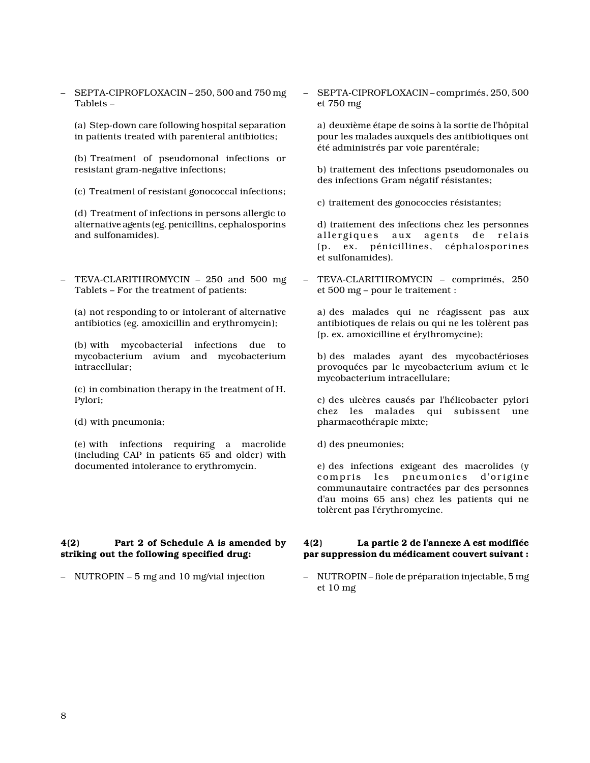– SEPTA-CIPROFLOXACIN – 250, 500 and 750 mg Tablets –

(a) Step-down care following hospital separation in patients treated with parenteral antibiotics;

(b) Treatment of pseudomonal infections or resistant gram-negative infections;

(c) Treatment of resistant gonococcal infections;

(d) Treatment of infections in persons allergic to alternative agents (eg. penicillins, cephalosporins and sulfonamides).

– TEVA-CLARITHROMYCIN – 250 and 500 mg Tablets – For the treatment of patients:

(a) not responding to or intolerant of alternative antibiotics (eg. amoxicillin and erythromycin);

(b) with mycobacterial infections due to mycobacterium avium and mycobacterium intracellular;

(c) in combination therapy in the treatment of H. Pylori;

(d) with pneumonia;

(e) with infections requiring a macrolide (including CAP in patients 65 and older) with documented intolerance to erythromycin.

**4(2) Part 2 of Schedule A is amended by striking out the following specified drug:**

– NUTROPIN – 5 mg and 10 mg/vial injection

– SEPTA-CIPROFLOXACIN – comprimés, 250, 500 et 750 mg

a) deuxième étape de soins à la sortie de l'hôpital pour les malades auxquels des antibiotiques ont été administrés par voie parentérale;

b) traitement des infections pseudomonales ou des infections Gram négatif résistantes;

c) traitement des gonococcies résistantes;

d) traitement des infections chez les personnes allergiques aux agents de relais (p. ex. pénicillines, céphalosporines et sulfonamides).

– TEVA-CLARITHROMYCIN – comprimés, 250 et 500 mg – pour le traitement :

a) des malades qui ne réagissent pas aux antibiotiques de relais ou qui ne les tolèrent pas (p. ex. amoxicilline et érythromycine);

b) des malades ayant des mycobactérioses provoquées par le mycobacterium avium et le mycobacterium intracellulare;

c) des ulcères causés par l'hélicobacter pylori chez les malades qui subissent une pharmacothérapie mixte;

d) des pneumonies;

e) des infections exigeant des macrolides (y compris les pneumonies d'origine communautaire contractées par des personnes d'au moins 65 ans) chez les patients qui ne tolèrent pas l'érythromycine.

**4(2) La partie 2 de l'annexe A est modifiée par suppression du médicament couvert suivant :**

– NUTROPIN – fiole de préparation injectable, 5 mg et 10 mg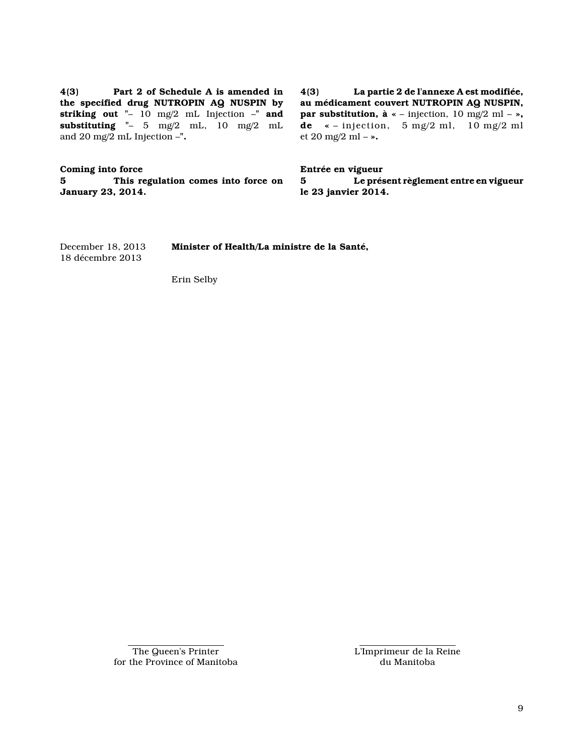**4(3) Part 2 of Schedule A is amended in the specified drug NUTROPIN AQ NUSPIN by striking out** "– 10 mg/2 mL Injection –" **and substituting** "– 5 mg/2 mL, 10 mg/2 mL and 20 mg/2 mL Injection –"**.**

**Coming into force**

**5 This regulation comes into force on January 23, 2014.**

**4(3) La partie 2 de l'annexe A est modifiée, au médicament couvert NUTROPIN AQ NUSPIN, par substitution, à** « – injection, 10 mg/2 ml – »**, de** « – injection, 5 mg/2 ml, 10 mg/2 ml et 20 mg/2 ml – »**.**

**Entrée en vigueur**

**5 Le présent règlement entre en vigueur le 23 janvier 2014.**

December 18, 2013
18 décembre 2013

**Minister of Health/La ministre de la Santé,**

Erin Selby

The Queen's Printer
for the Province of Manitoba

L'Imprimeur de la Reine
du Manitoba